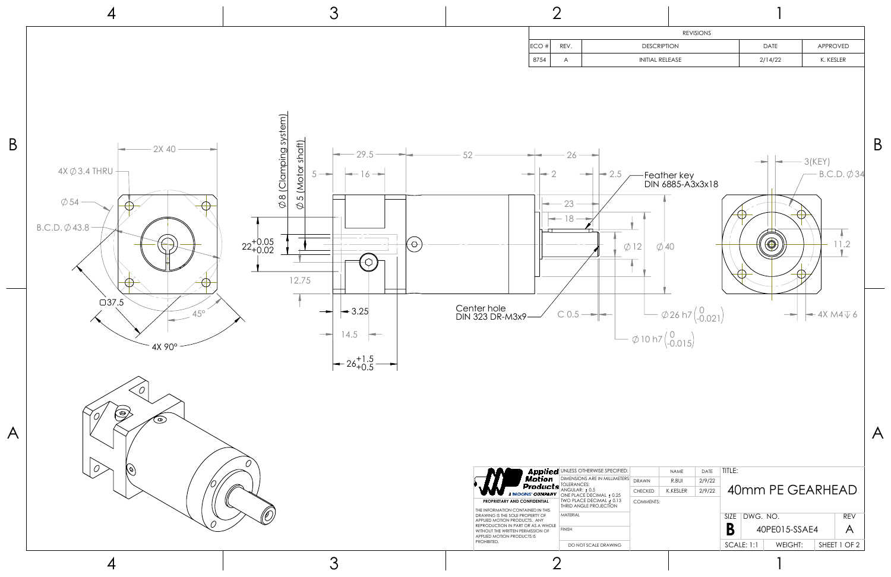| REVISIONS | | | | |
|---|---|---|---|---|
| ECO # | REV. | DESCRIPTION | DATE | APPROVED |
| 8754 | A | INITIAL RELEASE | 2/14/22 | K. KESLER |

2X 40

4X Ø3.4 THRU

Ø54

B.C.D. Ø43.8

□37.5

45°

4X 90°

Ø8 (Clamping system)

Ø5 (Motor shaft)

$22^{+0.05}_{+0.02}$

12.75

29.5

5

16

52

26

2

2.5

23

18

Feather key DIN 6885-A3x3x18

Ø12

Ø40

3.25

14.5

$26^{+1.5}_{+0.5}$

Center hole DIN 323 DR-M3x9

C 0.5

Ø26 h7 $\left(\begin{smallmatrix}0\\-0.021\end{smallmatrix}\right)$

Ø10 h7 $\left(\begin{smallmatrix}0\\-0.015\end{smallmatrix}\right)$

3(KEY)

B.C.D. Ø34

11.2

4X M4 ↧ 6

**Applied Motion Products** A MOONS' COMPANY

PROPRIETARY AND CONFIDENTIAL

THE INFORMATION CONTAINED IN THIS DRAWING IS THE SOLE PROPERTY OF APPLIED MOTION PRODUCTS. ANY REPRODUCTION IN PART OR AS A WHOLE WITHOUT THE WRITTEN PERMISSION OF APPLIED MOTION PRODUCTS IS PROHIBITED.

UNLESS OTHERWISE SPECIFIED:
DIMENSIONS ARE IN MILLIMETERS
TOLERANCES:
ANGULAR: ± 0.5
ONE PLACE DECIMAL ± 0.25
TWO PLACE DECIMAL ± 0.13
THRID ANGLE PROJECTION

MATERIAL

FINISH

DO NOT SCALE DRAWING

| | NAME | DATE |
|---|---|---|
| DRAWN | R.BUI | 2/9/22 |
| CHECKED | K.KESLER | 2/9/22 |
| COMMENTS: | | |

TITLE: 40mm PE GEARHEAD

| SIZE | DWG. NO. | REV |
|---|---|---|
| B | 40PE015-SSAE4 | A |

SCALE: 1:1 | WEIGHT: | SHEET 1 OF 2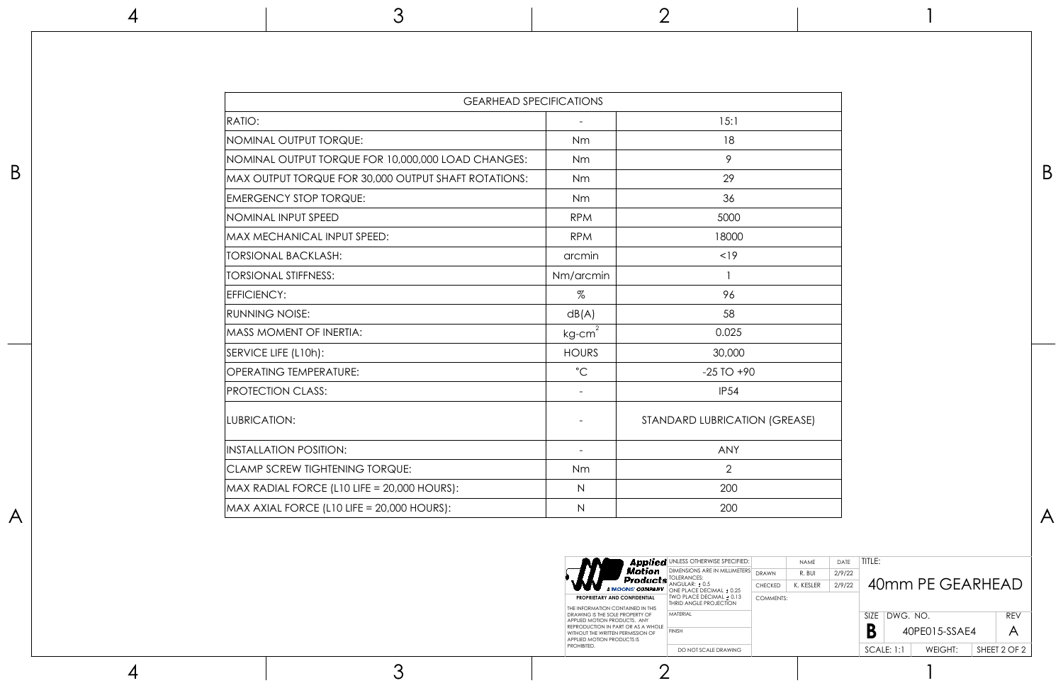| GEARHEAD SPECIFICATIONS | | |
|---|---|---|
| RATIO: | - | 15:1 |
| NOMINAL OUTPUT TORQUE: | Nm | 18 |
| NOMINAL OUTPUT TORQUE FOR 10,000,000 LOAD CHANGES: | Nm | 9 |
| MAX OUTPUT TORQUE FOR 30,000 OUTPUT SHAFT ROTATIONS: | Nm | 29 |
| EMERGENCY STOP TORQUE: | Nm | 36 |
| NOMINAL INPUT SPEED | RPM | 5000 |
| MAX MECHANICAL INPUT SPEED: | RPM | 18000 |
| TORSIONAL BACKLASH: | arcmin | <19 |
| TORSIONAL STIFFNESS: | Nm/arcmin | 1 |
| EFFICIENCY: | % | 96 |
| RUNNING NOISE: | dB(A) | 58 |
| MASS MOMENT OF INERTIA: | $kg\text{-}cm^2$ | 0.025 |
| SERVICE LIFE (L10h): | HOURS | 30,000 |
| OPERATING TEMPERATURE: | °C | -25 TO +90 |
| PROTECTION CLASS: | - | IP54 |
| LUBRICATION: | - | STANDARD LUBRICATION (GREASE) |
| INSTALLATION POSITION: | - | ANY |
| CLAMP SCREW TIGHTENING TORQUE: | Nm | 2 |
| MAX RADIAL FORCE (L10 LIFE = 20,000 HOURS): | N | 200 |
| MAX AXIAL FORCE (L10 LIFE = 20,000 HOURS): | N | 200 |

Applied Motion Products
A MOONS' COMPANY

PROPRIETARY AND CONFIDENTIAL

THE INFORMATION CONTAINED IN THIS DRAWING IS THE SOLE PROPERTY OF APPLIED MOTION PRODUCTS. ANY REPRODUCTION IN PART OR AS A WHOLE WITHOUT THE WRITTEN PERMISSION OF APPLIED MOTION PRODUCTS IS PROHIBITED.

UNLESS OTHERWISE SPECIFIED:
DIMENSIONS ARE IN MILLIMETERS
TOLERANCES:
ANGULAR: ± 0.5
ONE PLACE DECIMAL ± 0.25
TWO PLACE DECIMAL ± 0.13
THRID ANGLE PROJECTION

MATERIAL

FINISH

DO NOT SCALE DRAWING

| | NAME | DATE |
|---|---|---|
| DRAWN | R. BUI | 2/9/22 |
| CHECKED | K. KESLER | 2/9/22 |
| COMMENTS: | | |

TITLE: 40mm PE GEARHEAD

| SIZE | DWG. NO. | REV |
|---|---|---|
| B | 40PE015-SSAE4 | A |

SCALE: 1:1 | WEIGHT: | SHEET 2 OF 2